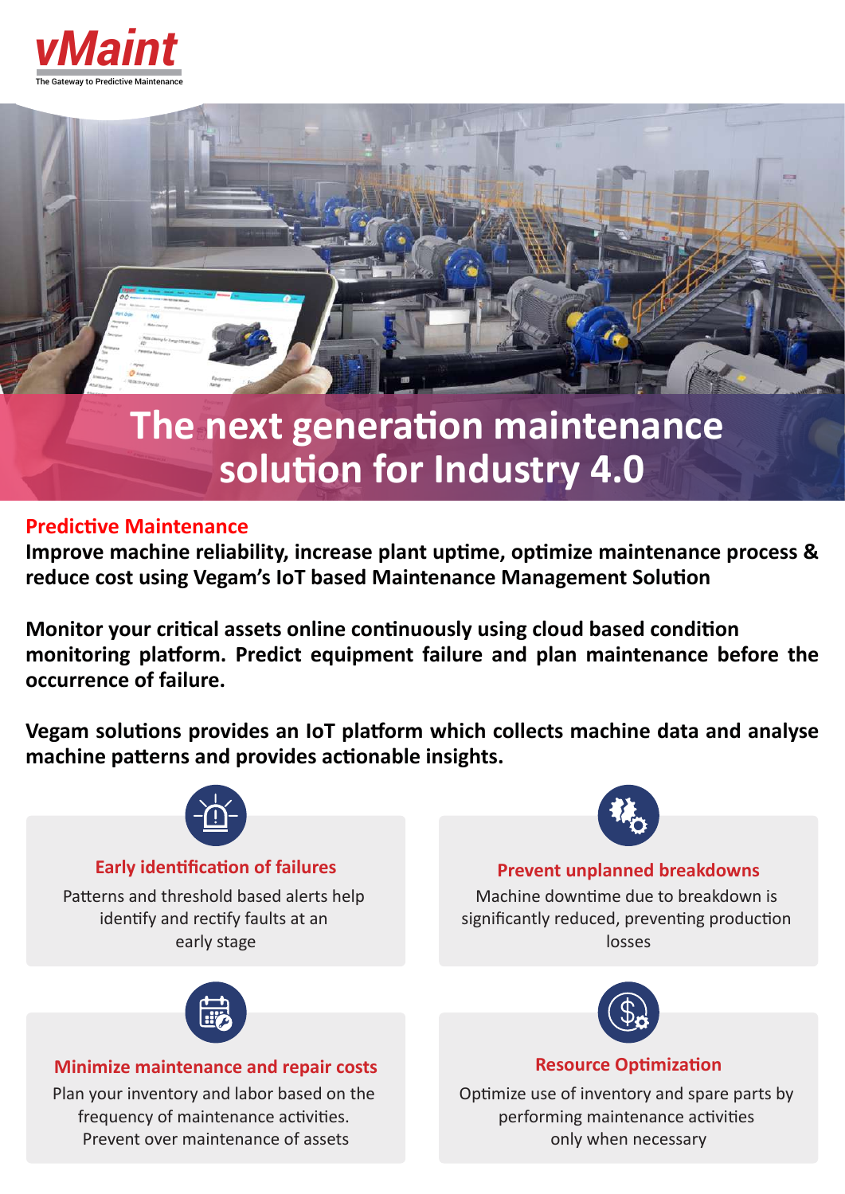vMaint

The Gateway to Predictive Maintenance

# The next generation maintenance solution for Industry 4.0

## Predictive Maintenance

**Improve machine reliability, increase plant uptime, optimize maintenance process & reduce cost using Vegam's IoT based Maintenance Management Solution**

**Monitor your critical assets online continuously using cloud based condition monitoring platform. Predict equipment failure and plan maintenance before the occurrence of failure.**

**Vegam solutions provides an IoT platform which collects machine data and analyse machine patterns and provides actionable insights.**

### Early identification of failures

Patterns and threshold based alerts help identify and rectify faults at an early stage

### Prevent unplanned breakdowns

Machine downtime due to breakdown is significantly reduced, preventing production losses

### Minimize maintenance and repair costs

Plan your inventory and labor based on the frequency of maintenance activities. Prevent over maintenance of assets

### Resource Optimization

Optimize use of inventory and spare parts by performing maintenance activities only when necessary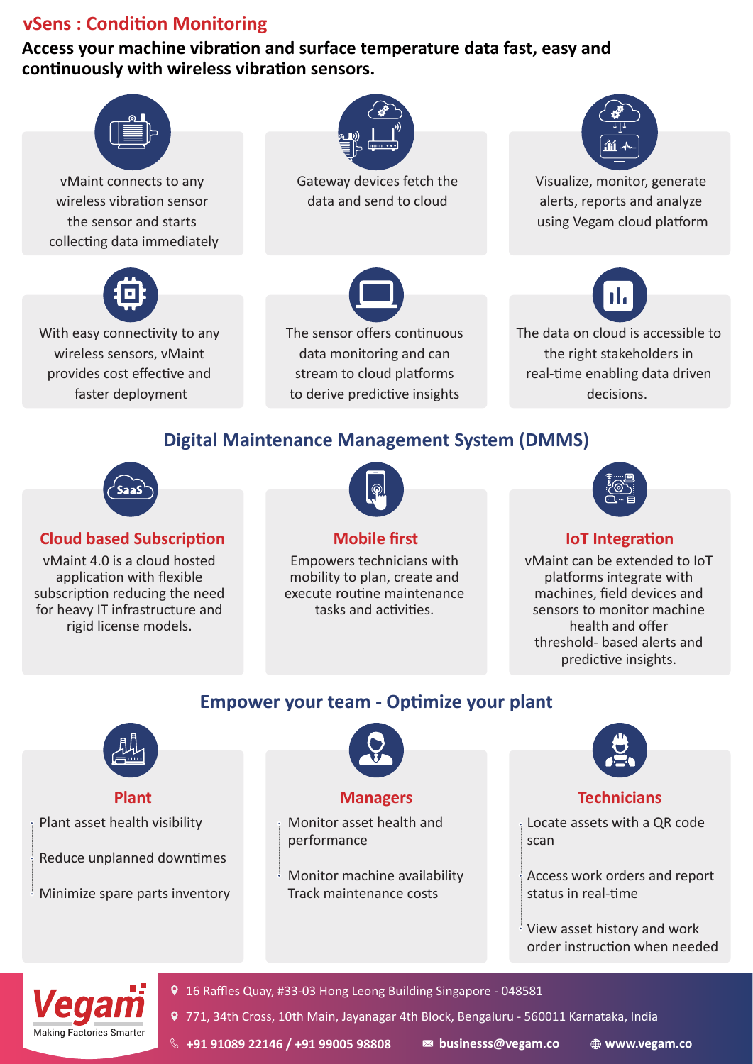# vSens : Condition Monitoring

**Access your machine vibration and surface temperature data fast, easy and continuously with wireless vibration sensors.**

vMaint connects to any wireless vibration sensor the sensor and starts collecting data immediately

Gateway devices fetch the data and send to cloud

Visualize, monitor, generate alerts, reports and analyze using Vegam cloud platform

With easy connectivity to any wireless sensors, vMaint provides cost effective and faster deployment

The sensor offers continuous data monitoring and can stream to cloud platforms to derive predictive insights

The data on cloud is accessible to the right stakeholders in real-time enabling data driven decisions.

## Digital Maintenance Management System (DMMS)

### Cloud based Subscription

vMaint 4.0 is a cloud hosted application with flexible subscription reducing the need for heavy IT infrastructure and rigid license models.

### Mobile first

Empowers technicians with mobility to plan, create and execute routine maintenance tasks and activities.

### IoT Integration

vMaint can be extended to IoT platforms integrate with machines, field devices and sensors to monitor machine health and offer threshold- based alerts and predictive insights.

## Empower your team - Optimize your plant

### Plant

- Plant asset health visibility
- Reduce unplanned downtimes
- Minimize spare parts inventory

### Managers

- Monitor asset health and performance
- Monitor machine availability Track maintenance costs

### Technicians

- Locate assets with a QR code scan
- Access work orders and report status in real-time
- View asset history and work order instruction when needed

Vegam
Making Factories Smarter

16 Raffles Quay, #33-03 Hong Leong Building Singapore - 048581

771, 34th Cross, 10th Main, Jayanagar 4th Block, Bengaluru - 560011 Karnataka, India

+91 91089 22146 / +91 99005 98808 businesss@vegam.co www.vegam.co